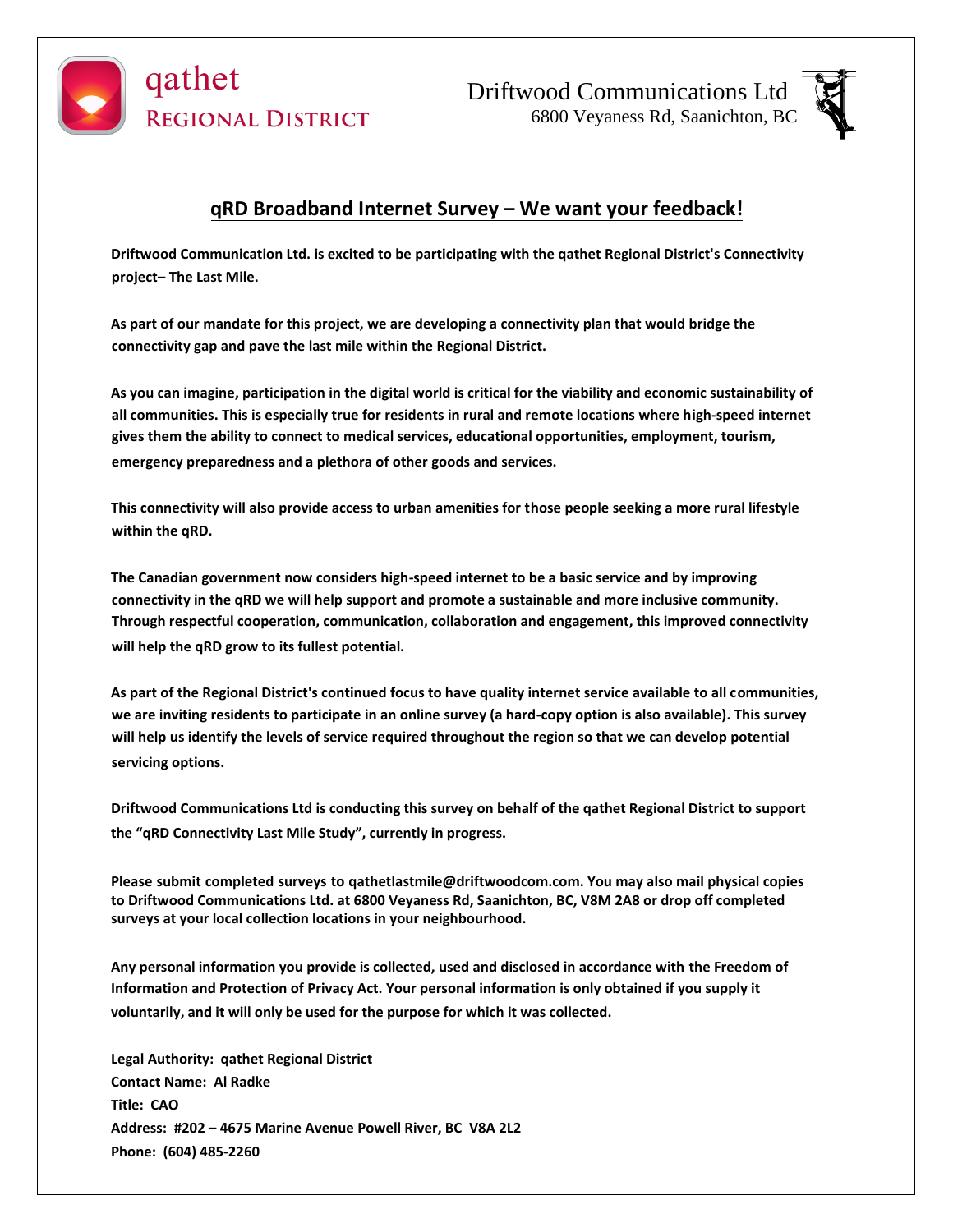qathet REGIONAL DISTRICT

Driftwood Communications Ltd
6800 Veyaness Rd, Saanichton, BC

## qRD Broadband Internet Survey – We want your feedback!

**Driftwood Communication Ltd. is excited to be participating with the qathet Regional District's Connectivity project– The Last Mile.**

**As part of our mandate for this project, we are developing a connectivity plan that would bridge the connectivity gap and pave the last mile within the Regional District.**

**As you can imagine, participation in the digital world is critical for the viability and economic sustainability of all communities. This is especially true for residents in rural and remote locations where high-speed internet gives them the ability to connect to medical services, educational opportunities, employment, tourism, emergency preparedness and a plethora of other goods and services.**

**This connectivity will also provide access to urban amenities for those people seeking a more rural lifestyle within the qRD.**

**The Canadian government now considers high-speed internet to be a basic service and by improving connectivity in the qRD we will help support and promote a sustainable and more inclusive community. Through respectful cooperation, communication, collaboration and engagement, this improved connectivity will help the qRD grow to its fullest potential.**

**As part of the Regional District's continued focus to have quality internet service available to all communities, we are inviting residents to participate in an online survey (a hard-copy option is also available). This survey will help us identify the levels of service required throughout the region so that we can develop potential servicing options.**

**Driftwood Communications Ltd is conducting this survey on behalf of the qathet Regional District to support the "qRD Connectivity Last Mile Study", currently in progress.**

**Please submit completed surveys to qathetlastmile@driftwoodcom.com. You may also mail physical copies to Driftwood Communications Ltd. at 6800 Veyaness Rd, Saanichton, BC, V8M 2A8 or drop off completed surveys at your local collection locations in your neighbourhood.**

**Any personal information you provide is collected, used and disclosed in accordance with the Freedom of Information and Protection of Privacy Act. Your personal information is only obtained if you supply it voluntarily, and it will only be used for the purpose for which it was collected.**

**Legal Authority: qathet Regional District**
**Contact Name: Al Radke**
**Title: CAO**
**Address: #202 – 4675 Marine Avenue Powell River, BC V8A 2L2**
**Phone: (604) 485-2260**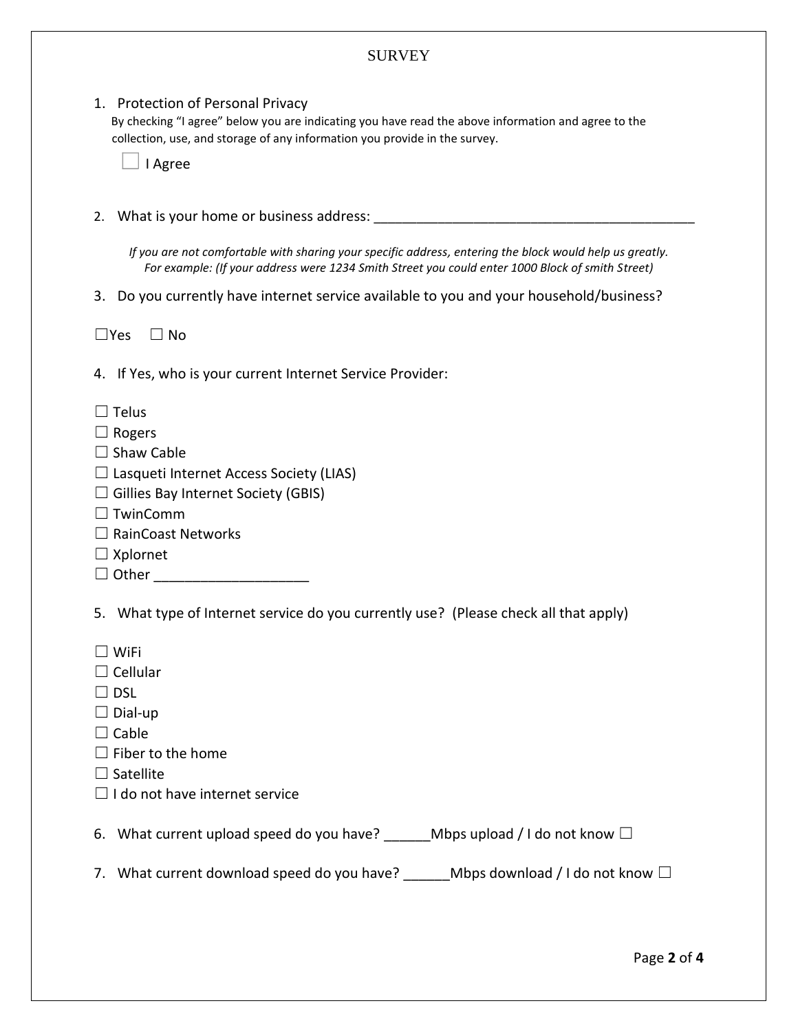# SURVEY

1. Protection of Personal Privacy

   By checking "I agree" below you are indicating you have read the above information and agree to the collection, use, and storage of any information you provide in the survey.

   ☐ I Agree

2. What is your home or business address: ___________________________________________

   *If you are not comfortable with sharing your specific address, entering the block would help us greatly. For example: (If your address were 1234 Smith Street you could enter 1000 Block of smith Street)*

3. Do you currently have internet service available to you and your household/business?

☐Yes ☐ No

4. If Yes, who is your current Internet Service Provider:

☐ Telus
☐ Rogers
☐ Shaw Cable
☐ Lasqueti Internet Access Society (LIAS)
☐ Gillies Bay Internet Society (GBIS)
☐ TwinComm
☐ RainCoast Networks
☐ Xplornet
☐ Other ___________________

5. What type of Internet service do you currently use? (Please check all that apply)

☐ WiFi
☐ Cellular
☐ DSL
☐ Dial-up
☐ Cable
☐ Fiber to the home
☐ Satellite
☐ I do not have internet service

6. What current upload speed do you have? ______Mbps upload / I do not know ☐

7. What current download speed do you have? ______Mbps download / I do not know ☐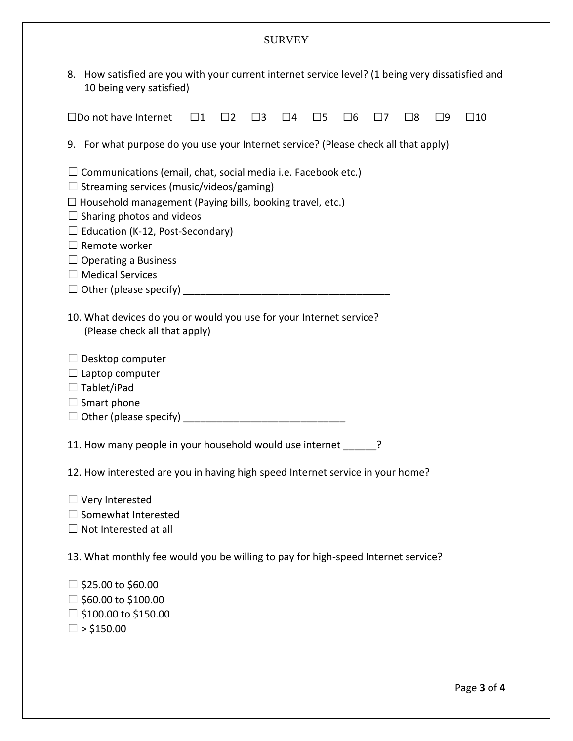# SURVEY

8. How satisfied are you with your current internet service level? (1 being very dissatisfied and 10 being very satisfied)

☐Do not have Internet ☐1 ☐2 ☐3 ☐4 ☐5 ☐6 ☐7 ☐8 ☐9 ☐10

9. For what purpose do you use your Internet service? (Please check all that apply)

☐ Communications (email, chat, social media i.e. Facebook etc.)
☐ Streaming services (music/videos/gaming)
☐ Household management (Paying bills, booking travel, etc.)
☐ Sharing photos and videos
☐ Education (K-12, Post-Secondary)
☐ Remote worker
☐ Operating a Business
☐ Medical Services
☐ Other (please specify) ____________________________________

10. What devices do you or would you use for your Internet service? (Please check all that apply)

☐ Desktop computer
☐ Laptop computer
☐ Tablet/iPad
☐ Smart phone
☐ Other (please specify) ____________________________

11. How many people in your household would use internet ______?

12. How interested are you in having high speed Internet service in your home?

☐ Very Interested
☐ Somewhat Interested
☐ Not Interested at all

13. What monthly fee would you be willing to pay for high-speed Internet service?

☐ $25.00 to $60.00
☐ $60.00 to $100.00
☐ $100.00 to $150.00
☐ > $150.00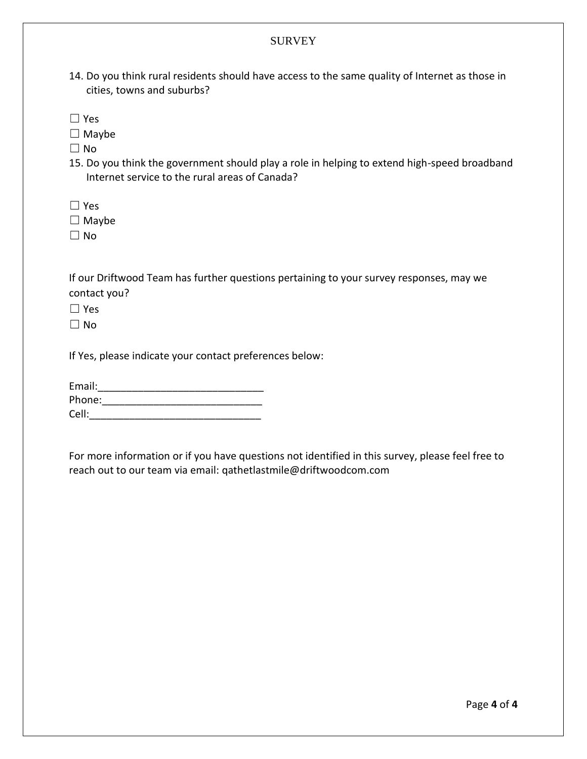14. Do you think rural residents should have access to the same quality of Internet as those in cities, towns and suburbs?

☐ Yes
☐ Maybe
☐ No

15. Do you think the government should play a role in helping to extend high-speed broadband Internet service to the rural areas of Canada?

☐ Yes
☐ Maybe
☐ No

If our Driftwood Team has further questions pertaining to your survey responses, may we contact you?

☐ Yes
☐ No

If Yes, please indicate your contact preferences below:

Email:_____________________________
Phone:____________________________
Cell:______________________________

For more information or if you have questions not identified in this survey, please feel free to reach out to our team via email: qathetlastmile@driftwoodcom.com